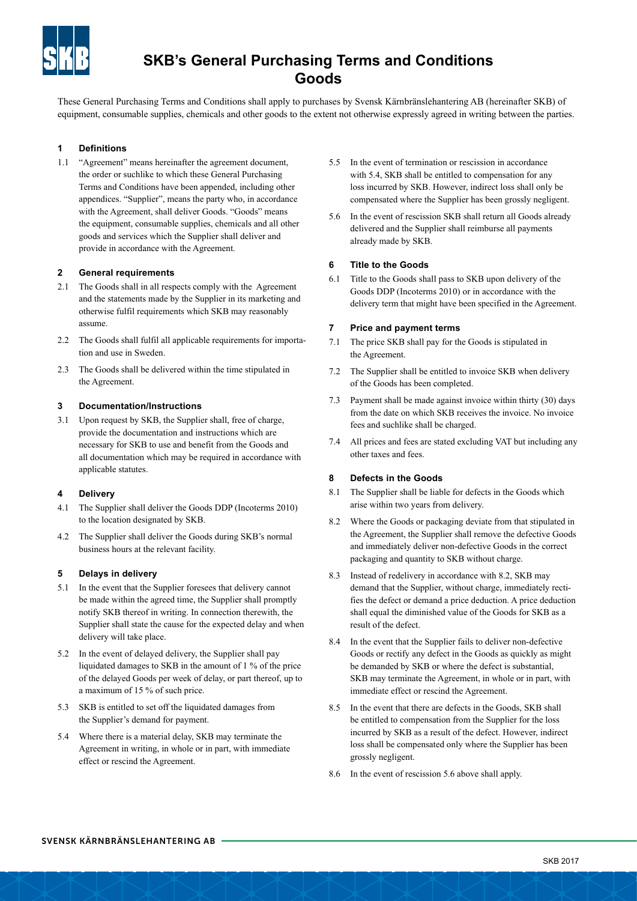# SKB's General Purchasing Terms and Conditions Goods

These General Purchasing Terms and Conditions shall apply to purchases by Svensk Kärnbränslehantering AB (hereinafter SKB) of equipment, consumable supplies, chemicals and other goods to the extent not otherwise expressly agreed in writing between the parties.

## 1 Definitions

1.1 "Agreement" means hereinafter the agreement document, the order or suchlike to which these General Purchasing Terms and Conditions have been appended, including other appendices. "Supplier", means the party who, in accordance with the Agreement, shall deliver Goods. "Goods" means the equipment, consumable supplies, chemicals and all other goods and services which the Supplier shall deliver and provide in accordance with the Agreement.

## 2 General requirements

2.1 The Goods shall in all respects comply with the Agreement and the statements made by the Supplier in its marketing and otherwise fulfil requirements which SKB may reasonably assume.

2.2 The Goods shall fulfil all applicable requirements for importation and use in Sweden.

2.3 The Goods shall be delivered within the time stipulated in the Agreement.

## 3 Documentation/Instructions

3.1 Upon request by SKB, the Supplier shall, free of charge, provide the documentation and instructions which are necessary for SKB to use and benefit from the Goods and all documentation which may be required in accordance with applicable statutes.

## 4 Delivery

4.1 The Supplier shall deliver the Goods DDP (Incoterms 2010) to the location designated by SKB.

4.2 The Supplier shall deliver the Goods during SKB's normal business hours at the relevant facility.

## 5 Delays in delivery

5.1 In the event that the Supplier foresees that delivery cannot be made within the agreed time, the Supplier shall promptly notify SKB thereof in writing. In connection therewith, the Supplier shall state the cause for the expected delay and when delivery will take place.

5.2 In the event of delayed delivery, the Supplier shall pay liquidated damages to SKB in the amount of 1 % of the price of the delayed Goods per week of delay, or part thereof, up to a maximum of 15 % of such price.

5.3 SKB is entitled to set off the liquidated damages from the Supplier's demand for payment.

5.4 Where there is a material delay, SKB may terminate the Agreement in writing, in whole or in part, with immediate effect or rescind the Agreement.

5.5 In the event of termination or rescission in accordance with 5.4, SKB shall be entitled to compensation for any loss incurred by SKB. However, indirect loss shall only be compensated where the Supplier has been grossly negligent.

5.6 In the event of rescission SKB shall return all Goods already delivered and the Supplier shall reimburse all payments already made by SKB.

## 6 Title to the Goods

6.1 Title to the Goods shall pass to SKB upon delivery of the Goods DDP (Incoterms 2010) or in accordance with the delivery term that might have been specified in the Agreement.

## 7 Price and payment terms

7.1 The price SKB shall pay for the Goods is stipulated in the Agreement.

7.2 The Supplier shall be entitled to invoice SKB when delivery of the Goods has been completed.

7.3 Payment shall be made against invoice within thirty (30) days from the date on which SKB receives the invoice. No invoice fees and suchlike shall be charged.

7.4 All prices and fees are stated excluding VAT but including any other taxes and fees.

## 8 Defects in the Goods

8.1 The Supplier shall be liable for defects in the Goods which arise within two years from delivery.

8.2 Where the Goods or packaging deviate from that stipulated in the Agreement, the Supplier shall remove the defective Goods and immediately deliver non-defective Goods in the correct packaging and quantity to SKB without charge.

8.3 Instead of redelivery in accordance with 8.2, SKB may demand that the Supplier, without charge, immediately rectifies the defect or demand a price deduction. A price deduction shall equal the diminished value of the Goods for SKB as a result of the defect.

8.4 In the event that the Supplier fails to deliver non-defective Goods or rectify any defect in the Goods as quickly as might be demanded by SKB or where the defect is substantial, SKB may terminate the Agreement, in whole or in part, with immediate effect or rescind the Agreement.

8.5 In the event that there are defects in the Goods, SKB shall be entitled to compensation from the Supplier for the loss incurred by SKB as a result of the defect. However, indirect loss shall be compensated only where the Supplier has been grossly negligent.

8.6 In the event of rescission 5.6 above shall apply.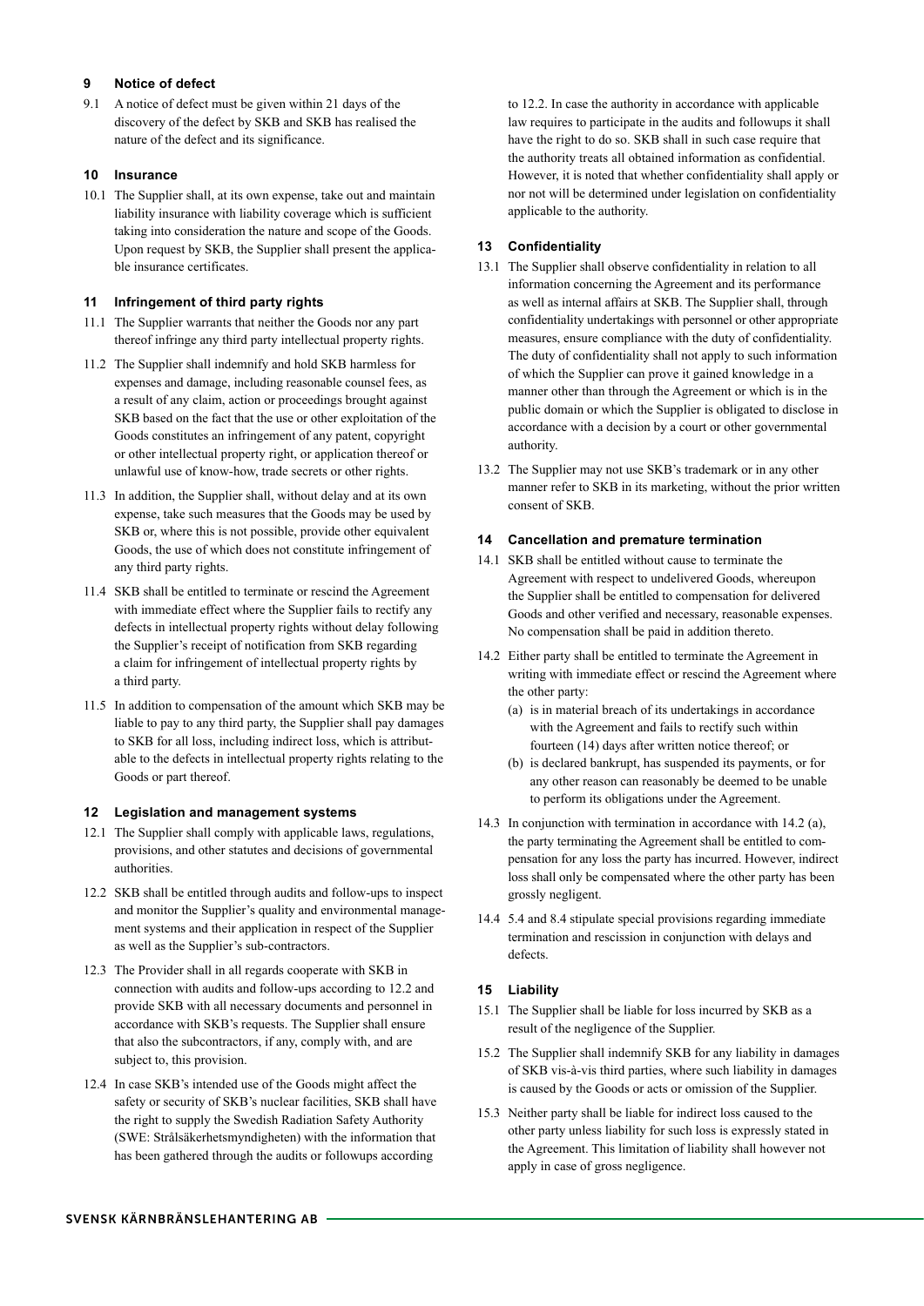## 9 Notice of defect

9.1 A notice of defect must be given within 21 days of the discovery of the defect by SKB and SKB has realised the nature of the defect and its significance.

## 10 Insurance

10.1 The Supplier shall, at its own expense, take out and maintain liability insurance with liability coverage which is sufficient taking into consideration the nature and scope of the Goods. Upon request by SKB, the Supplier shall present the applicable insurance certificates.

## 11 Infringement of third party rights

11.1 The Supplier warrants that neither the Goods nor any part thereof infringe any third party intellectual property rights.

11.2 The Supplier shall indemnify and hold SKB harmless for expenses and damage, including reasonable counsel fees, as a result of any claim, action or proceedings brought against SKB based on the fact that the use or other exploitation of the Goods constitutes an infringement of any patent, copyright or other intellectual property right, or application thereof or unlawful use of know-how, trade secrets or other rights.

11.3 In addition, the Supplier shall, without delay and at its own expense, take such measures that the Goods may be used by SKB or, where this is not possible, provide other equivalent Goods, the use of which does not constitute infringement of any third party rights.

11.4 SKB shall be entitled to terminate or rescind the Agreement with immediate effect where the Supplier fails to rectify any defects in intellectual property rights without delay following the Supplier's receipt of notification from SKB regarding a claim for infringement of intellectual property rights by a third party.

11.5 In addition to compensation of the amount which SKB may be liable to pay to any third party, the Supplier shall pay damages to SKB for all loss, including indirect loss, which is attributable to the defects in intellectual property rights relating to the Goods or part thereof.

## 12 Legislation and management systems

12.1 The Supplier shall comply with applicable laws, regulations, provisions, and other statutes and decisions of governmental authorities.

12.2 SKB shall be entitled through audits and follow-ups to inspect and monitor the Supplier's quality and environmental management systems and their application in respect of the Supplier as well as the Supplier's sub-contractors.

12.3 The Provider shall in all regards cooperate with SKB in connection with audits and follow-ups according to 12.2 and provide SKB with all necessary documents and personnel in accordance with SKB's requests. The Supplier shall ensure that also the subcontractors, if any, comply with, and are subject to, this provision.

12.4 In case SKB's intended use of the Goods might affect the safety or security of SKB's nuclear facilities, SKB shall have the right to supply the Swedish Radiation Safety Authority (SWE: Strålsäkerhetsmyndigheten) with the information that has been gathered through the audits or followups according to 12.2. In case the authority in accordance with applicable law requires to participate in the audits and followups it shall have the right to do so. SKB shall in such case require that the authority treats all obtained information as confidential. However, it is noted that whether confidentiality shall apply or nor not will be determined under legislation on confidentiality applicable to the authority.

## 13 Confidentiality

13.1 The Supplier shall observe confidentiality in relation to all information concerning the Agreement and its performance as well as internal affairs at SKB. The Supplier shall, through confidentiality undertakings with personnel or other appropriate measures, ensure compliance with the duty of confidentiality. The duty of confidentiality shall not apply to such information of which the Supplier can prove it gained knowledge in a manner other than through the Agreement or which is in the public domain or which the Supplier is obligated to disclose in accordance with a decision by a court or other governmental authority.

13.2 The Supplier may not use SKB's trademark or in any other manner refer to SKB in its marketing, without the prior written consent of SKB.

## 14 Cancellation and premature termination

14.1 SKB shall be entitled without cause to terminate the Agreement with respect to undelivered Goods, whereupon the Supplier shall be entitled to compensation for delivered Goods and other verified and necessary, reasonable expenses. No compensation shall be paid in addition thereto.

14.2 Either party shall be entitled to terminate the Agreement in writing with immediate effect or rescind the Agreement where the other party:

(a) is in material breach of its undertakings in accordance with the Agreement and fails to rectify such within fourteen (14) days after written notice thereof; or

(b) is declared bankrupt, has suspended its payments, or for any other reason can reasonably be deemed to be unable to perform its obligations under the Agreement.

14.3 In conjunction with termination in accordance with 14.2 (a), the party terminating the Agreement shall be entitled to compensation for any loss the party has incurred. However, indirect loss shall only be compensated where the other party has been grossly negligent.

14.4 5.4 and 8.4 stipulate special provisions regarding immediate termination and rescission in conjunction with delays and defects.

## 15 Liability

15.1 The Supplier shall be liable for loss incurred by SKB as a result of the negligence of the Supplier.

15.2 The Supplier shall indemnify SKB for any liability in damages of SKB vis-à-vis third parties, where such liability in damages is caused by the Goods or acts or omission of the Supplier.

15.3 Neither party shall be liable for indirect loss caused to the other party unless liability for such loss is expressly stated in the Agreement. This limitation of liability shall however not apply in case of gross negligence.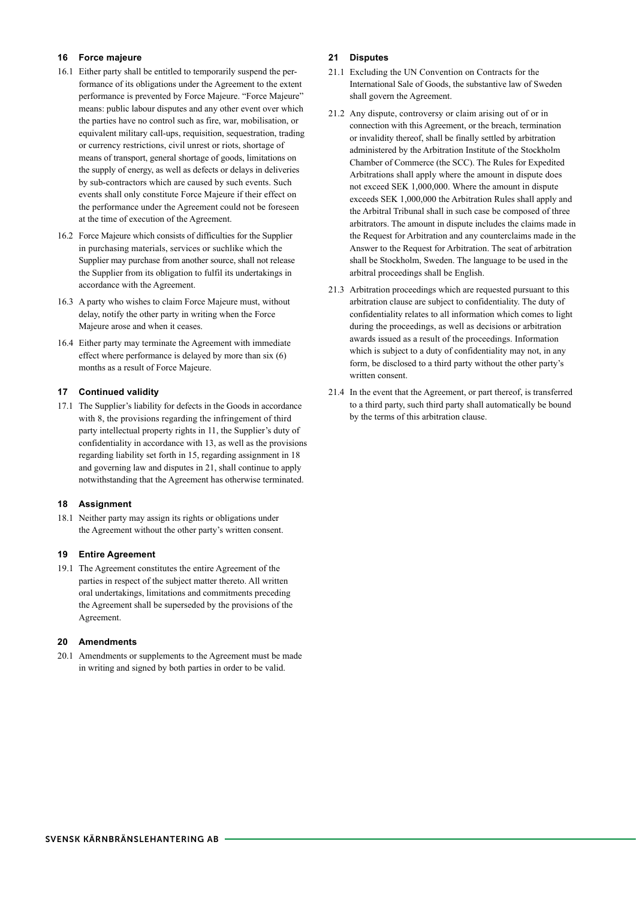## 16 Force majeure

16.1 Either party shall be entitled to temporarily suspend the performance of its obligations under the Agreement to the extent performance is prevented by Force Majeure. "Force Majeure" means: public labour disputes and any other event over which the parties have no control such as fire, war, mobilisation, or equivalent military call-ups, requisition, sequestration, trading or currency restrictions, civil unrest or riots, shortage of means of transport, general shortage of goods, limitations on the supply of energy, as well as defects or delays in deliveries by sub-contractors which are caused by such events. Such events shall only constitute Force Majeure if their effect on the performance under the Agreement could not be foreseen at the time of execution of the Agreement.

16.2 Force Majeure which consists of difficulties for the Supplier in purchasing materials, services or suchlike which the Supplier may purchase from another source, shall not release the Supplier from its obligation to fulfil its undertakings in accordance with the Agreement.

16.3 A party who wishes to claim Force Majeure must, without delay, notify the other party in writing when the Force Majeure arose and when it ceases.

16.4 Either party may terminate the Agreement with immediate effect where performance is delayed by more than six (6) months as a result of Force Majeure.

## 17 Continued validity

17.1 The Supplier's liability for defects in the Goods in accordance with 8, the provisions regarding the infringement of third party intellectual property rights in 11, the Supplier's duty of confidentiality in accordance with 13, as well as the provisions regarding liability set forth in 15, regarding assignment in 18 and governing law and disputes in 21, shall continue to apply notwithstanding that the Agreement has otherwise terminated.

## 18 Assignment

18.1 Neither party may assign its rights or obligations under the Agreement without the other party's written consent.

## 19 Entire Agreement

19.1 The Agreement constitutes the entire Agreement of the parties in respect of the subject matter thereto. All written oral undertakings, limitations and commitments preceding the Agreement shall be superseded by the provisions of the Agreement.

## 20 Amendments

20.1 Amendments or supplements to the Agreement must be made in writing and signed by both parties in order to be valid.

## 21 Disputes

21.1 Excluding the UN Convention on Contracts for the International Sale of Goods, the substantive law of Sweden shall govern the Agreement.

21.2 Any dispute, controversy or claim arising out of or in connection with this Agreement, or the breach, termination or invalidity thereof, shall be finally settled by arbitration administered by the Arbitration Institute of the Stockholm Chamber of Commerce (the SCC). The Rules for Expedited Arbitrations shall apply where the amount in dispute does not exceed SEK 1,000,000. Where the amount in dispute exceeds SEK 1,000,000 the Arbitration Rules shall apply and the Arbitral Tribunal shall in such case be composed of three arbitrators. The amount in dispute includes the claims made in the Request for Arbitration and any counterclaims made in the Answer to the Request for Arbitration. The seat of arbitration shall be Stockholm, Sweden. The language to be used in the arbitral proceedings shall be English.

21.3 Arbitration proceedings which are requested pursuant to this arbitration clause are subject to confidentiality. The duty of confidentiality relates to all information which comes to light during the proceedings, as well as decisions or arbitration awards issued as a result of the proceedings. Information which is subject to a duty of confidentiality may not, in any form, be disclosed to a third party without the other party's written consent.

21.4 In the event that the Agreement, or part thereof, is transferred to a third party, such third party shall automatically be bound by the terms of this arbitration clause.